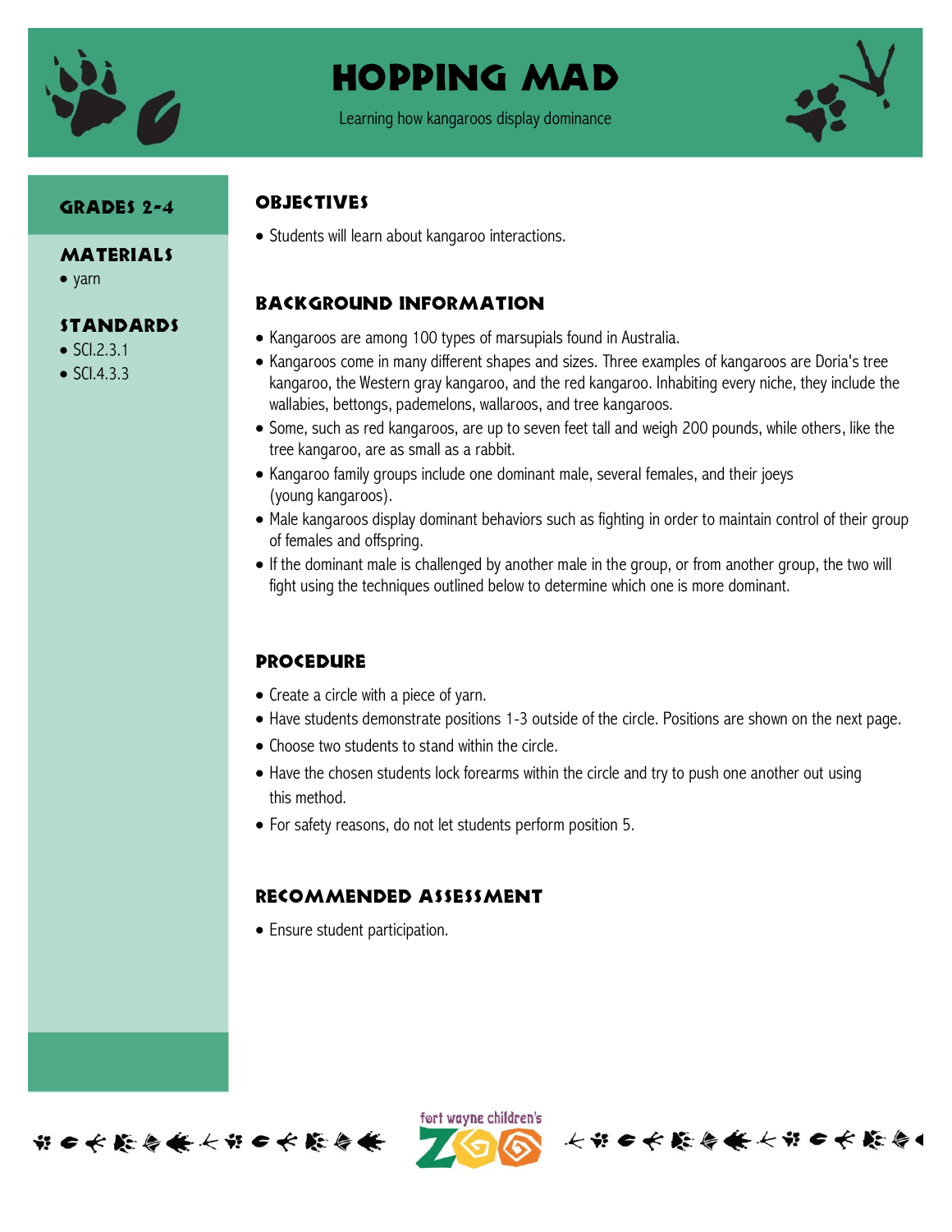# Hopping Mad

Learning how kangaroos display dominance

## Grades 2-4

## Materials

- yarn

## Standards

- SCI.2.3.1
- SCI.4.3.3

## Objectives

- Students will learn about kangaroo interactions.

## Background Information

- Kangaroos are among 100 types of marsupials found in Australia.
- Kangaroos come in many different shapes and sizes. Three examples of kangaroos are Doria's tree kangaroo, the Western gray kangaroo, and the red kangaroo. Inhabiting every niche, they include the wallabies, bettongs, pademelons, wallaroos, and tree kangaroos.
- Some, such as red kangaroos, are up to seven feet tall and weigh 200 pounds, while others, like the tree kangaroo, are as small as a rabbit.
- Kangaroo family groups include one dominant male, several females, and their joeys (young kangaroos).
- Male kangaroos display dominant behaviors such as fighting in order to maintain control of their group of females and offspring.
- If the dominant male is challenged by another male in the group, or from another group, the two will fight using the techniques outlined below to determine which one is more dominant.

## Procedure

- Create a circle with a piece of yarn.
- Have students demonstrate positions 1-3 outside of the circle. Positions are shown on the next page.
- Choose two students to stand within the circle.
- Have the chosen students lock forearms within the circle and try to push one another out using this method.
- For safety reasons, do not let students perform position 5.

## Recommended Assessment

- Ensure student participation.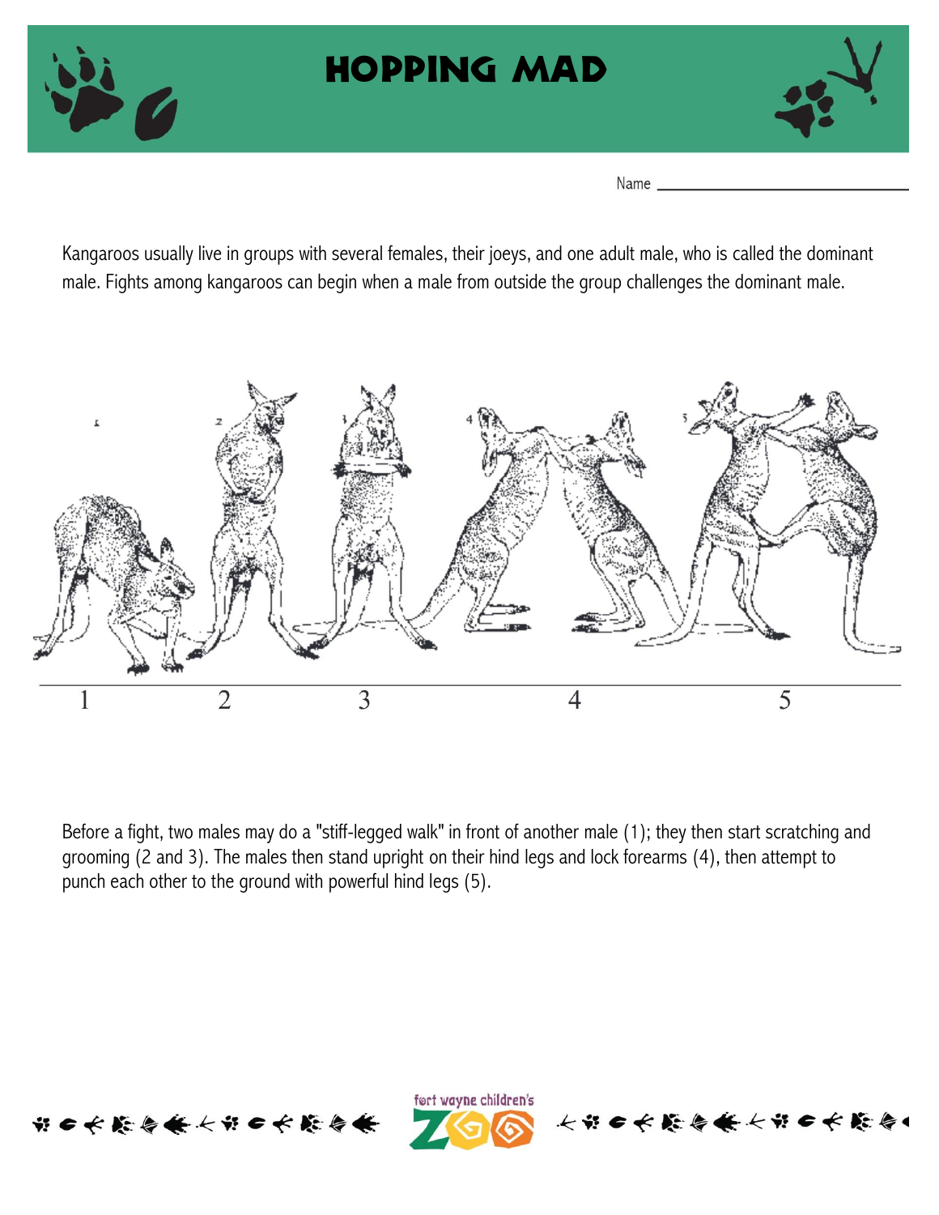# HOPPING MAD

Name ______________________________

Kangaroos usually live in groups with several females, their joeys, and one adult male, who is called the dominant male. Fights among kangaroos can begin when a male from outside the group challenges the dominant male.

1 2 3 4 5

Before a fight, two males may do a "stiff-legged walk" in front of another male (1); they then start scratching and grooming (2 and 3). The males then stand upright on their hind legs and lock forearms (4), then attempt to punch each other to the ground with powerful hind legs (5).

fort wayne children's ZOO